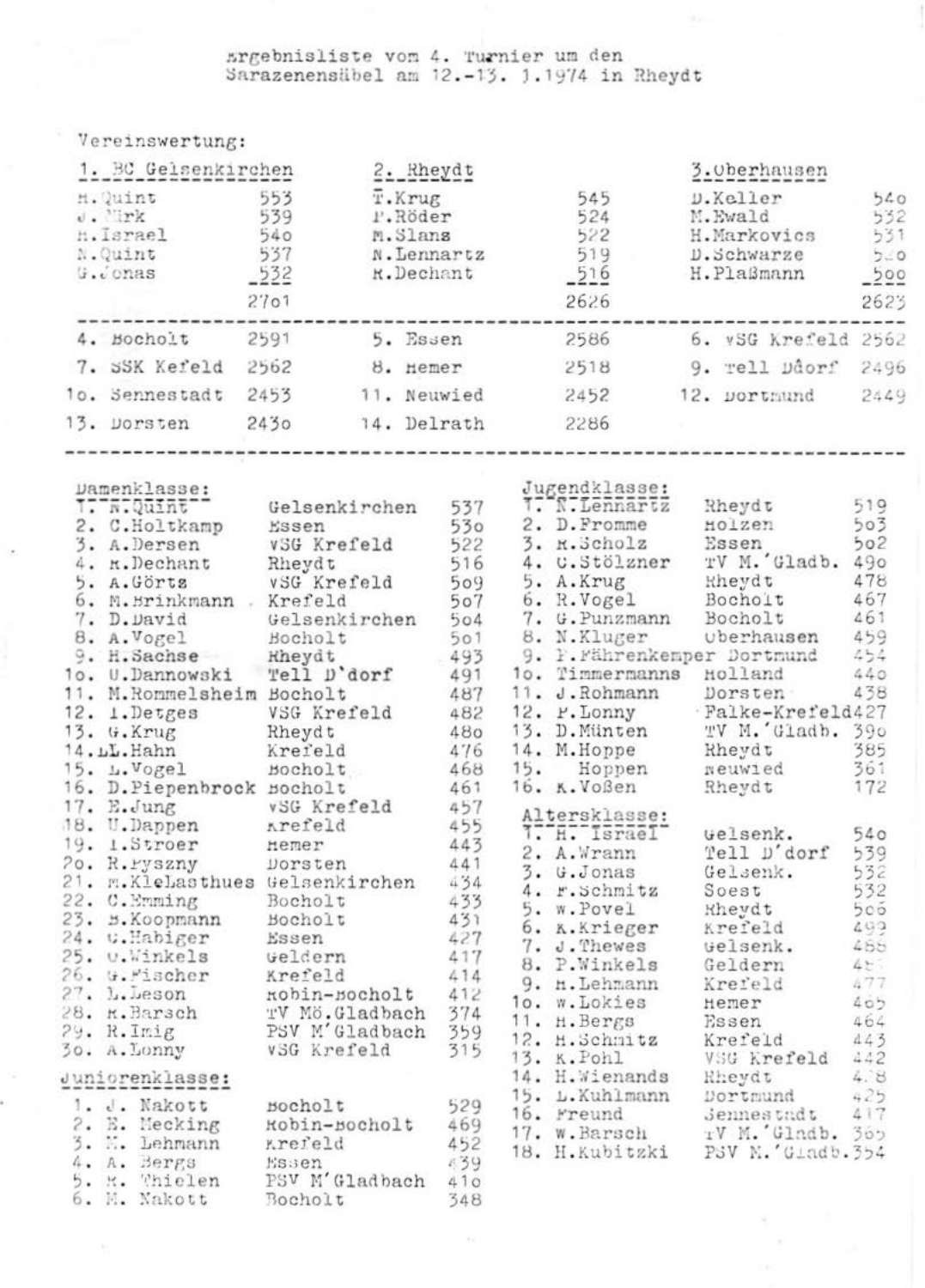# Ergebnisliste vom 4. Turnier um den Sarazenensäbel am 12.-13. 1.1974 in Rheydt

## Vereinswertung:

| 1. BC Gelsenkirchen | | 2. Rheydt | | 3. Oberhausen | |
|---|---|---|---|---|---|
| H.Quint | 553 | T.Krug | 545 | D.Keller | 540 |
| J.Kirk | 539 | P.Röder | 524 | M.Ewald | 532 |
| H.Israel | 540 | M.Slans | 522 | H.Markovics | 531 |
| N.Quint | 537 | N.Lennartz | 519 | D.Schwarze | 520 |
| G.Jonas | 532 | K.Dechant | 516 | H.Plaßmann | 500 |
| | 2701 | | 2626 | | 2623 |

| | | | | | |
|---|---|---|---|---|---|
| 4. Bocholt | 2591 | 5. Essen | 2586 | 6. VSG Krefeld | 2562 |
| 7. SSK Kefeld | 2562 | 8. Hemer | 2518 | 9. Tell Dдorf | 2496 |
| 10. Sennestadt | 2453 | 11. Neuwied | 2452 | 12. Dortmund | 2449 |
| 13. Dorsten | 2430 | 14. Delrath | 2286 | | |

## Damenklasse:

| Platz | Name | Verein | Ringe |
|---|---|---|---|
| 1. | N.Quint | Gelsenkirchen | 537 |
| 2. | C.Holtkamp | Essen | 530 |
| 3. | A.Dersen | VSG Krefeld | 522 |
| 4. | K.Dechant | Rheydt | 516 |
| 5. | A.Görtz | VSG Krefeld | 509 |
| 6. | M.Brinkmann | Krefeld | 507 |
| 7. | D.David | Gelsenkirchen | 504 |
| 8. | A.Vogel | Bocholt | 501 |
| 9. | H.Sachse | Rheydt | 493 |
| 10. | U.Dannowski | Tell D'dorf | 491 |
| 11. | M.Rommelsheim | Bocholt | 487 |
| 12. | I.Detges | VSG Krefeld | 482 |
| 13. | G.Krug | Rheydt | 480 |
| 14. | L.Hahn | Krefeld | 476 |
| 15. | L.Vogel | Bocholt | 468 |
| 16. | D.Piepenbrock | Bocholt | 461 |
| 17. | E.Jung | VSG Krefeld | 457 |
| 18. | U.Dappen | Krefeld | 455 |
| 19. | I.Stroer | Hemer | 443 |
| 20. | R.Pyszny | Dorsten | 441 |
| 21. | M.KleLasthues | Gelsenkirchen | 434 |
| 22. | C.Emming | Bocholt | 433 |
| 23. | B.Koopmann | Bocholt | 431 |
| 24. | C.Habiger | Essen | 427 |
| 25. | U.Winkels | Geldern | 417 |
| 26. | G.Fischer | Krefeld | 414 |
| 27. | L.Leson | Robin-Bocholt | 412 |
| 28. | K.Barsch | TV Mö.Gladbach | 374 |
| 29. | R.Imig | PSV M'Gladbach | 359 |
| 30. | A.Lonny | VSG Krefeld | 315 |

## Juniorenklasse:

| Platz | Name | Verein | Ringe |
|---|---|---|---|
| 1. | J. Nakott | Bocholt | 529 |
| 2. | E. Mecking | Robin-Bocholt | 469 |
| 3. | M. Lehmann | Krefeld | 452 |
| 4. | A. Bergs | Essen | 439 |
| 5. | K. Thielen | PSV M'Gladbach | 410 |
| 6. | M. Nakott | Bocholt | 348 |

## Jugendklasse:

| Platz | Name | Verein | Ringe |
|---|---|---|---|
| 1. | N.Lennartz | Rheydt | 519 |
| 2. | D.Fromme | Holzen | 503 |
| 3. | K.Scholz | Essen | 502 |
| 4. | U.Stölzner | TV M.'Gladb. | 490 |
| 5. | A.Krug | Rheydt | 478 |
| 6. | R.Vogel | Bocholt | 467 |
| 7. | G.Punzmann | Bocholt | 461 |
| 8. | N.Kluger | Oberhausen | 459 |
| 9. | P.Fährenkemper | Dortmund | 454 |
| 10. | Timmermanns | Holland | 440 |
| 11. | J.Rohmann | Dorsten | 438 |
| 12. | P.Lonny | Falke-Krefeld | 427 |
| 13. | D.Münten | TV M.'Gladb. | 390 |
| 14. | M.Hoppe | Rheydt | 385 |
| 15. | Hoppen | Neuwied | 361 |
| 16. | K.Voßen | Rheydt | 172 |

## Altersklasse:

| Platz | Name | Verein | Ringe |
|---|---|---|---|
| 1. | H. Israel | Gelsenk. | 540 |
| 2. | A.Wrann | Tell D'dorf | 539 |
| 3. | G.Jonas | Gelsenk. | 532 |
| 4. | F.Schmitz | Soest | 532 |
| 5. | W.Povel | Rheydt | 506 |
| 6. | K.Krieger | Krefeld | 499 |
| 7. | J.Thewes | Gelsenk. | 488 |
| 8. | P.Winkels | Geldern | 48? |
| 9. | H.Lehmann | Krefeld | 477 |
| 10. | W.Lokies | Hemer | 465 |
| 11. | H.Bergs | Essen | 464 |
| 12. | H.Schmitz | Krefeld | 443 |
| 13. | K.Pohl | VSG Krefeld | 442 |
| 14. | H.Wienands | Rheydt | 438 |
| 15. | L.Kuhlmann | Dortmund | 425 |
| 16. | Freund | Sennestadt | 417 |
| 17. | W.Barsch | TV M.'Gladb. | 365 |
| 18. | H.Kubitzki | PSV M.'Gladb. | 354 |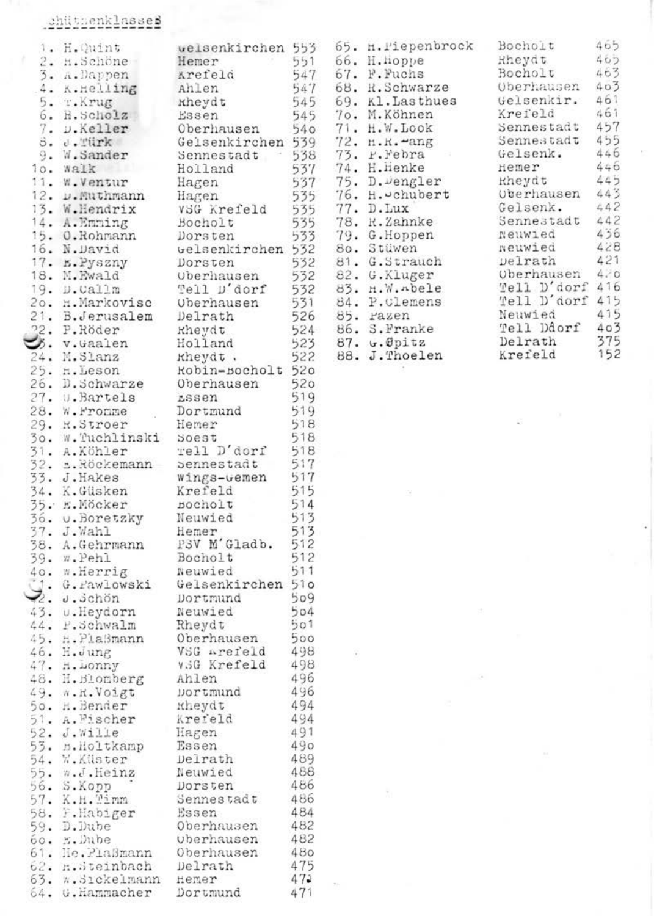Schützenklasse

| Nr. | Name | Verein | Ringe |
|---|---|---|---|
| 1. | H.Quint | Gelsenkirchen | 553 |
| 2. | H.Schöne | Hemer | 551 |
| 3. | A.Dappen | Krefeld | 547 |
| 4. | K.Helling | Ahlen | 547 |
| 5. | T.Krug | Rheydt | 545 |
| 6. | R.Scholz | Essen | 545 |
| 7. | D.Keller | Oberhausen | 54o |
| 8. | J.Türk | Gelsenkirchen | 539 |
| 9. | W.Sander | Sennestadt | 538 |
| 1o. | Walk | Holland | 537 |
| 11. | W.Ventur | Hagen | 537 |
| 12. | D.Muthmann | Hagen | 535 |
| 13. | W.Hendrix | VSG Krefeld | 535 |
| 14. | A.Emming | Bocholt | 535 |
| 15. | O.Rohmann | Dorsten | 533 |
| 16. | N.David | Gelsenkirchen | 532 |
| 17. | E.Pyszny | Dorsten | 532 |
| 18. | M.Ewald | Oberhausen | 532 |
| 19. | D.Callm | Tell D'dorf | 532 |
| 2o. | H.Markovisc | Oberhausen | 531 |
| 21. | B.Jerusalem | Delrath | 526 |
| 22. | P.Röder | Rheydt | 524 |
| 23. | v.Gaalen | Holland | 523 |
| 24. | M.Slanz | Rheydt | 522 |
| 25. | H.Leson | Robin-Bocholt | 52o |
| 26. | D.Schwarze | Oberhausen | 52o |
| 27. | U.Bartels | Essen | 519 |
| 28. | W.Fromme | Dortmund | 519 |
| 29. | H.Stroer | Hemer | 518 |
| 3o. | W.Tuchlinski | Soest | 518 |
| 31. | A.Köhler | Tell D'dorf | 518 |
| 32. | E.Röckemann | Sennestadt | 517 |
| 33. | J.Hakes | Wings-Gemen | 517 |
| 34. | K.Güsken | Krefeld | 515 |
| 35. | E.Möcker | Bocholt | 514 |
| 36. | U.Boretzky | Neuwied | 513 |
| 37. | J.Wahl | Hemer | 513 |
| 38. | A.Gehrmann | PSV M'Gladb. | 512 |
| 39. | W.Pehl | Bocholt | 512 |
| 4o. | W.Herrig | Neuwied | 511 |
| 41. | G.Pawlowski | Gelsenkirchen | 51o |
| 42. | J.Schön | Dortmund | 5o9 |
| 43. | U.Heydorn | Neuwied | 5o4 |
| 44. | P.Schwalm | Rheydt | 5o1 |
| 45. | H.Plaßmann | Oberhausen | 5oo |
| 46. | H.Jung | VSG Krefeld | 498 |
| 47. | H.Lonny | VSG Krefeld | 498 |
| 48. | H.Blomberg | Ahlen | 496 |
| 49. | W.R.Voigt | Dortmund | 496 |
| 5o. | H.Bender | Rheydt | 494 |
| 51. | A.Fischer | Krefeld | 494 |
| 52. | J.Wille | Hagen | 491 |
| 53. | B.Holtkamp | Essen | 49o |
| 54. | W.Küster | Delrath | 489 |
| 55. | W.J.Heinz | Neuwied | 488 |
| 56. | S.Kopp | Dorsten | 486 |
| 57. | K.H.Timm | Sennestadt | 486 |
| 58. | F.Habiger | Essen | 484 |
| 59. | D.Dube | Oberhausen | 482 |
| 6o. | E.Dube | Oberhausen | 482 |
| 61. | He.Plaßmann | Oberhausen | 48o |
| 62. | H.Steinbach | Delrath | 475 |
| 63. | W.Sickelmann | Hemer | 473 |
| 64. | G.Hammacher | Dortmund | 471 |
| 65. | H.Piepenbrock | Bocholt | 465 |
| 66. | H.Hoppe | Rheydt | 465 |
| 67. | F.Fuchs | Bocholt | 463 |
| 68. | R.Schwarze | Oberhausen | 463 |
| 69. | Kl.Lasthues | Gelsenkir. | 461 |
| 7o. | M.Köhnen | Krefeld | 461 |
| 71. | H.W.Look | Sennestadt | 457 |
| 72. | H.R.Lang | Sennestadt | 455 |
| 73. | P.Febra | Gelsenk. | 446 |
| 74. | H.Henke | Hemer | 446 |
| 75. | D.Dengler | Rheydt | 445 |
| 76. | H.Schubert | Oberhausen | 443 |
| 77. | D.Lux | Gelsenk. | 442 |
| 78. | R.Zahnke | Sennestadt | 442 |
| 79. | G.Hoppen | Neuwied | 436 |
| 8o. | Stüwen | Neuwied | 428 |
| 81. | G.Strauch | Delrath | 421 |
| 82. | G.Kluger | Oberhausen | 42o |
| 83. | H.W.Abele | Tell D'dorf | 416 |
| 84. | P.Clemens | Tell D'dorf | 415 |
| 85. | Pazen | Neuwied | 415 |
| 86. | S.Franke | Tell D'dorf | 4o3 |
| 87. | G.Øpitz | Delrath | 375 |
| 88. | J.Thoelen | Krefeld | 152 |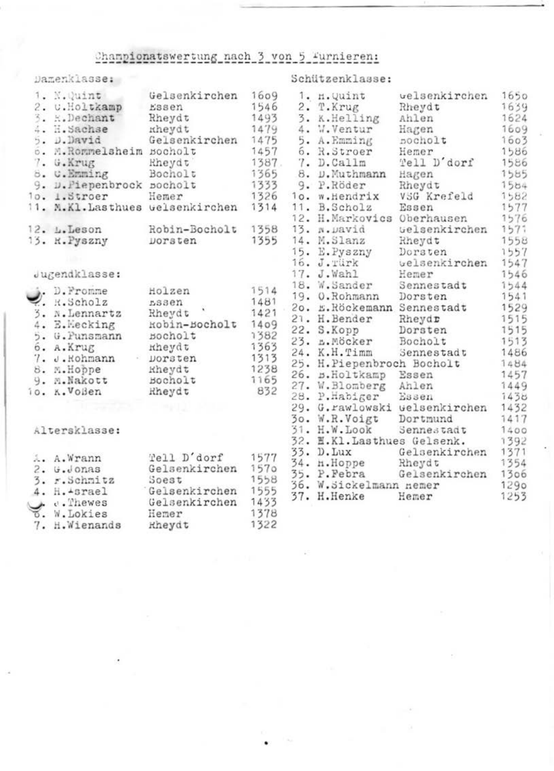## Championatswertung nach 3 von 5 Turnieren:

### Damenklasse:

| | | | |
|---|---|---|---|
| 1. | N.Quint | Gelsenkirchen | 1609 |
| 2. | U.Holtkamp | Essen | 1546 |
| 3. | K.Dechant | Rheydt | 1493 |
| 4. | H.Sachse | Rheydt | 1479 |
| 5. | D.David | Gelsenkirchen | 1475 |
| 6. | M.Rommelsheim | Bocholt | 1457 |
| 7. | G.Krug | Rheydt | 1387 |
| 8. | U.Emming | Bocholt | 1365 |
| 9. | D.Piepenbrock | Bocholt | 1333 |
| 1o. | I.Stroer | Hemer | 1326 |
| 11. | M.Kl.Lasthues | Gelsenkirchen | 1314 |
| 12. | L.Leson | Robin-Bocholt | 1358 |
| 13. | R.Pyszny | Dorsten | 1355 |

### Jugendklasse:

| | | | |
|---|---|---|---|
| 1. | D.Fromme | Holzen | 1514 |
| 2. | R.Scholz | Essen | 1481 |
| 3. | N.Lennartz | Rheydt | 1421 |
| 4. | E.Kecking | Robin-Bocholt | 1409 |
| 5. | G.Punsmann | Bocholt | 1382 |
| 6. | A.Krug | Rheydt | 1363 |
| 7. | J.Rohmann | Dorsten | 1313 |
| 8. | M.Hoppe | Rheydt | 1238 |
| 9. | M.Nakott | Bocholt | 1165 |
| 1o. | K.Voßen | Rheydt | 832 |

### Altersklasse:

| | | | |
|---|---|---|---|
| 1. | A.Wrann | Tell D'dorf | 1577 |
| 2. | G.Jonas | Gelsenkirchen | 157o |
| 3. | F.Schmitz | Soest | 1558 |
| 4. | H.Israel | Gelsenkirchen | 1555 |
| 5. | J.Thewes | Gelsenkirchen | 1433 |
| 6. | W.Lokies | Hemer | 1378 |
| 7. | H.Wienands | Rheydt | 1322 |

### Schützenklasse:

| | | | |
|---|---|---|---|
| 1. | H.Quint | Gelsenkirchen | 165o |
| 2. | T.Krug | Rheydt | 1639 |
| 3. | K.Helling | Ahlen | 1624 |
| 4. | W.Ventur | Hagen | 16o9 |
| 5. | A.Emming | Bocholt | 16o3 |
| 6. | R.Stroer | Hemer | 1586 |
| 7. | D.Callm | Tell D'dorf | 1586 |
| 8. | D.Muthmann | Hagen | 1585 |
| 9. | P.Röder | Rheydt | 1584 |
| 1o. | W.Hendrix | VSG Krefeld | 1582 |
| 11. | B.Scholz | Essen | 1577 |
| 12. | H.Markovics | Oberhausen | 1576 |
| 13. | N.David | Gelsenkirchen | 1571 |
| 14. | M.Slanz | Rheydt | 1558 |
| 15. | E.Pyszny | Dorsten | 1557 |
| 16. | J.Türk | Gelsenkirchen | 1547 |
| 17. | J.Wahl | Hemer | 1546 |
| 18. | W.Sander | Sennestadt | 1544 |
| 19. | O.Rohmann | Dorsten | 1541 |
| 2o. | E.Röckemann | Sennestadt | 1529 |
| 21. | H.Bender | Rheydt | 1515 |
| 22. | S.Kopp | Dorsten | 1515 |
| 23. | E.Möcker | Bocholt | 1513 |
| 24. | K.H.Timm | Sennestadt | 1486 |
| 25. | H.Piepenbroch | Bocholt | 1484 |
| 26. | B.Holtkamp | Essen | 1457 |
| 27. | W.Blomberg | Ahlen | 1449 |
| 28. | P.Habiger | Essen | 1438 |
| 29. | G.Pawlowski | Gelsenkirchen | 1432 |
| 3o. | W.R.Voigt | Dortmund | 1417 |
| 31. | H.W.Look | Sennestadt | 14oo |
| 32. | H.Kl.Lasthues | Gelsenk. | 1392 |
| 33. | D.Lux | Gelsenkirchen | 1371 |
| 34. | H.Hoppe | Rheydt | 1354 |
| 35. | P.Febra | Gelsenkirchen | 13o6 |
| 36. | W.Sickelmann | Hemer | 129o |
| 37. | H.Henke | Hemer | 1253 |